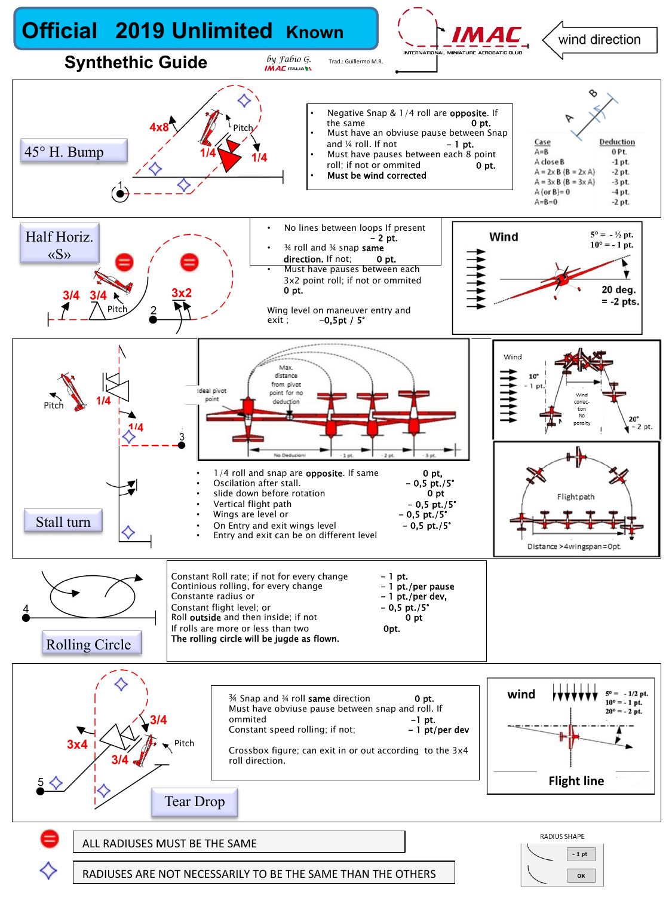# Official 2019 Unlimited Known

## Synthethic Guide

by Fabio G. IMAC ITALIA

Trad.: Guillermo M.R.

IMAC INTERNATIONAL MINIATURE AEROBATIC CLUB

wind direction

---

### 45° H. Bump

4x8 — Pitch — 1/4 — 1/4 — 1

- Negative Snap & 1/4 roll are **opposite**. If the same **0 pt.**
- Must have an obviuse pause between Snap and ¼ roll. If not **- 1 pt.**
- Must have pauses between each 8 point roll; if not or ommited **0 pt.**
- **Must be wind corrected**

| Case | Deduction |
|---|---|
| A=B | 0 Pt. |
| A close B | -1 pt. |
| A = 2x B (B = 2x A) | -2 pt. |
| A = 3x B (B = 3x A) | -3 pt. |
| A (or B)= 0 | -4 pt. |
| A=B=0 | -2 pt. |

---

### Half Horiz. «S»

3/4 — 3/4 — Pitch — 3x2 — 2

- No lines between loops If present **- 2 pt.**
- ¾ roll and ¾ snap **same direction.** If not; **0 pt.**
- Must have pauses between each 3x2 point roll; if not or ommited **0 pt.**

Wing level on maneuver entry and exit ; **-0,5pt / 5°**

**Wind** — 5° = - ½ pt. — 10° = - 1 pt. — **20 deg. = -2 pts.**

---

### Stall turn

Pitch — 1/4 — 1/4 — 3

Ideal pivot point — Max. distance from pivot point for no deduction — No Deduzioni — - 1 pt. — - 2 pt. — - 3 pt.

- 1/4 roll and snap are **opposite**. If same **0 pt,**
- Oscilation after stall. **- 0,5 pt./5°**
- slide down before rotation **0 pt**
- Vertical flight path **- 0,5 pt./5°**
- Wings are level or **- 0,5 pt./5°**
- On Entry and exit wings level **- 0,5 pt./5°**
- Entry and exit can be on different level

Wind — 10° - 1 pt. — Wind correction No penalty — 20° - 2 pt.

Flightpath — Distance >4wingspan=0pt.

---

### Rolling Circle

4

| | |
|---|---|
| Constant Roll rate; if not for every change | **- 1 pt.** |
| Continious rolling, for every change | **- 1 pt./per pause** |
| Constante radius or | **- 1 pt./per dev,** |
| Constant flight level; or | **- 0,5 pt./5°** |
| Roll **outside** and then inside; if not | **0 pt** |
| If rolls are more or less than two | **0pt.** |

**The rolling circle will be jugde as flown.**

---

### Tear Drop

5 — 3x4 — 3/4 — 3/4 — Pitch

| | |
|---|---|
| ¾ Snap and ¾ roll **same** direction | **0 pt.** |
| Must have obviuse pause between snap and roll. If ommited | **-1 pt.** |
| Constant speed rolling; if not; | **- 1 pt/per dev** |

Crossbox figure; can exit in or out according to the 3x4 roll direction.

**wind** — 5° = - 1/2 pt. — 10° = - 1 pt. — 20° = - 2 pt. — **Flight line**

---

ALL RADIUSES MUST BE THE SAME

RADIUSES ARE NOT NECESSARILY TO BE THE SAME THAN THE OTHERS

RADIUS SHAPE — - 1 pt — OK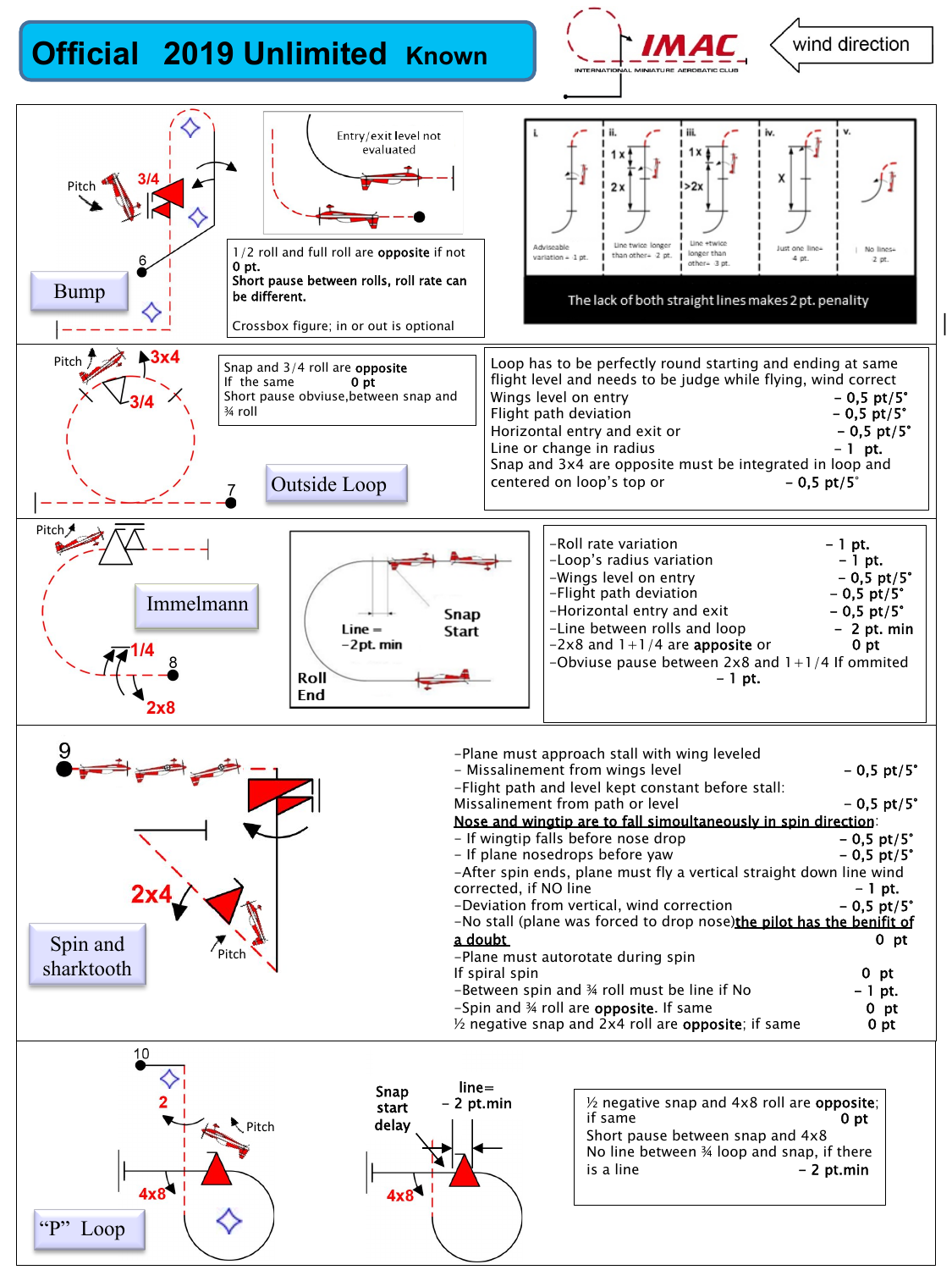# Official 2019 Unlimited Known

IMAC INTERNATIONAL MINIATURE AEROBATIC CLUB

wind direction

## Bump

Pitch

3/4

6

Entry/exit level not evaluated

1/2 roll and full roll are **opposite** if not **0 pt.**
**Short pause between rolls, roll rate can be different.**

Crossbox figure; in or out is optional

i. Adviseable variation – 1 pt.

ii. 1x 2x Line twice longer than other – 2 pt.

iii. 1x >2x Line +twice longer than other – 3 pt.

iv. X Just one line – 4 pt.

v. No lines – 2 pt.

The lack of both straight lines makes 2 pt. penalty

## Outside Loop

Pitch

3x4

3/4

7

Snap and 3/4 roll are **opposite**
If the same **0 pt**
Short pause obviuse,between snap and ¾ roll

Loop has to be perfectly round starting and ending at same flight level and needs to be judge while flying, wind correct

| | |
|---|---|
| Wings level on entry | – 0,5 pt/5˚ |
| Flight path deviation | – 0,5 pt/5˚ |
| Horizontal entry and exit or | – 0,5 pt/5˚ |
| Line or change in radius | – 1 pt. |
| Snap and 3x4 are opposite must be integrated in loop and centered on loop's top or | – 0,5 pt/5˚ |

## Immelmann

Pitch

1/4

8

2x8

Line = –2pt. min

Snap Start

Roll End

| | |
|---|---|
| -Roll rate variation | – 1 pt. |
| -Loop's radius variation | – 1 pt. |
| -Wings level on entry | – 0,5 pt/5˚ |
| -Flight path deviation | – 0,5 pt/5˚ |
| -Horizontal entry and exit | – 0,5 pt/5˚ |
| -Line between rolls and loop | – 2 pt. min |
| -2x8 and 1+1/4 are **apposite** or | 0 pt |
| -Obviuse pause between 2x8 and 1+1/4 If ommited | – 1 pt. |

## Spin and sharktooth

9

2x4

Pitch

| | |
|---|---|
| -Plane must approach stall with wing leveled | |
| – Missalinement from wings level | – 0,5 pt/5˚ |
| -Flight path and level kept constant before stall: Missalinement from path or level | – 0,5 pt/5˚ |
| <u>Nose and wingtip are to fall simoultaneously in spin direction</u>: | |
| – If wingtip falls before nose drop | – 0,5 pt/5˚ |
| – If plane nosedrops before yaw | – 0,5 pt/5˚ |
| -After spin ends, plane must fly a vertical straight down line wind corrected, if NO line | – 1 pt. |
| -Deviation from vertical, wind correction | – 0,5 pt/5˚ |
| -No stall (plane was forced to drop nose)<u>the pilot has the benifit of a doubt</u> | 0 pt |
| -Plane must autorotate during spin If spiral spin | 0 pt |
| -Between spin and ¾ roll must be line if No | – 1 pt. |
| -Spin and ¾ roll are **opposite**. If same | 0 pt |
| ½ negative snap and 2x4 roll are **opposite**; if same | 0 pt |

## "P" Loop

10

2

Pitch

4x8

Snap start delay

line= – 2 pt.min

4x8

½ negative snap and 4x8 roll are **opposite**; if same **0 pt**
Short pause between snap and 4x8
No line between ¾ loop and snap, if there is a line **– 2 pt.min**